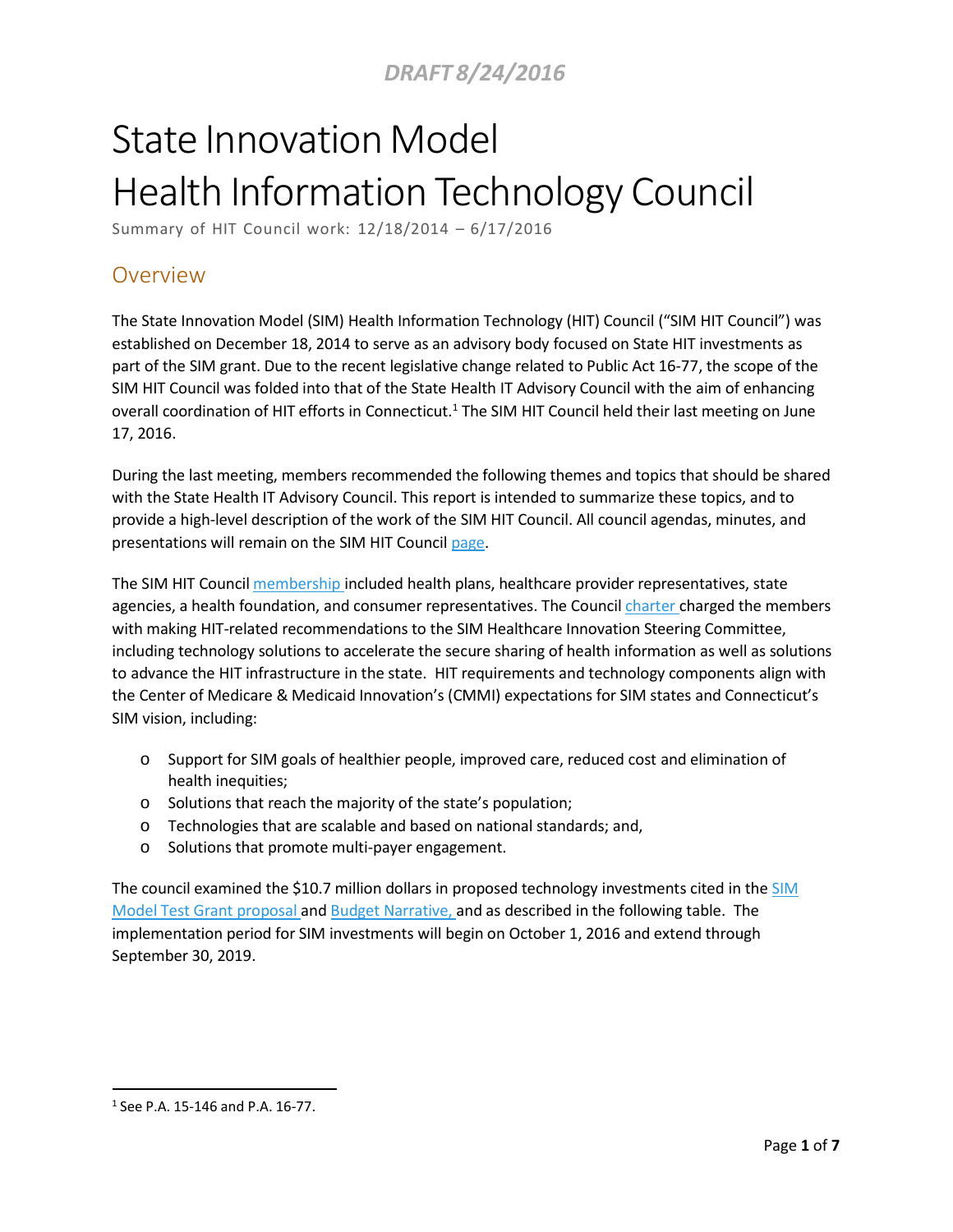DRAFT 8/24/2016

# State Innovation Model Health Information Technology Council

Summary of HIT Council work: 12/18/2014 – 6/17/2016

## Overview

The State Innovation Model (SIM) Health Information Technology (HIT) Council ("SIM HIT Council") was established on December 18, 2014 to serve as an advisory body focused on State HIT investments as part of the SIM grant. Due to the recent legislative change related to Public Act 16-77, the scope of the SIM HIT Council was folded into that of the State Health IT Advisory Council with the aim of enhancing overall coordination of HIT efforts in Connecticut.[1] The SIM HIT Council held their last meeting on June 17, 2016.

During the last meeting, members recommended the following themes and topics that should be shared with the State Health IT Advisory Council. This report is intended to summarize these topics, and to provide a high-level description of the work of the SIM HIT Council. All council agendas, minutes, and presentations will remain on the SIM HIT Council page.

The SIM HIT Council membership included health plans, healthcare provider representatives, state agencies, a health foundation, and consumer representatives. The Council charter charged the members with making HIT-related recommendations to the SIM Healthcare Innovation Steering Committee, including technology solutions to accelerate the secure sharing of health information as well as solutions to advance the HIT infrastructure in the state. HIT requirements and technology components align with the Center of Medicare & Medicaid Innovation's (CMMI) expectations for SIM states and Connecticut's SIM vision, including:

- Support for SIM goals of healthier people, improved care, reduced cost and elimination of health inequities;
- Solutions that reach the majority of the state's population;
- Technologies that are scalable and based on national standards; and,
- Solutions that promote multi-payer engagement.

The council examined the $10.7 million dollars in proposed technology investments cited in the SIM Model Test Grant proposal and Budget Narrative, and as described in the following table. The implementation period for SIM investments will begin on October 1, 2016 and extend through September 30, 2019.

[1] See P.A. 15-146 and P.A. 16-77.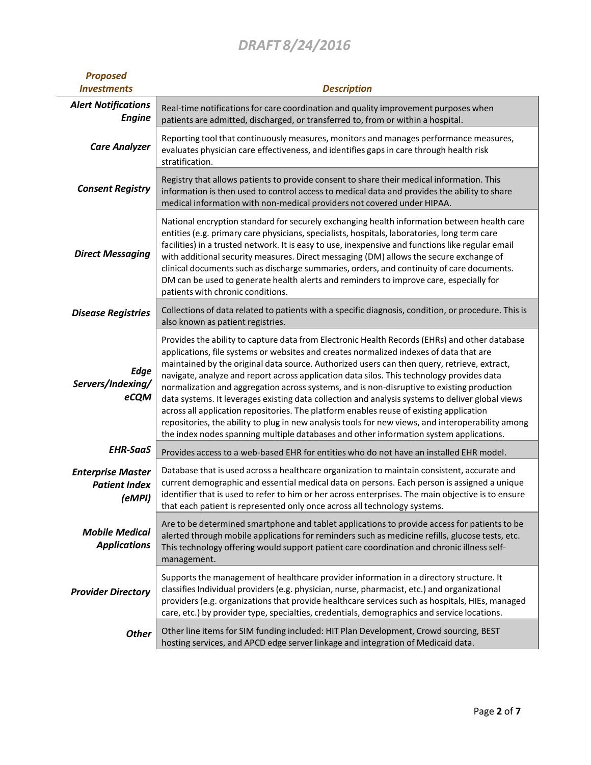| *Proposed Investments* | *Description* |
|---|---|
| ***Alert Notifications Engine*** | Real-time notifications for care coordination and quality improvement purposes when patients are admitted, discharged, or transferred to, from or within a hospital. |
| ***Care Analyzer*** | Reporting tool that continuously measures, monitors and manages performance measures, evaluates physician care effectiveness, and identifies gaps in care through health risk stratification. |
| ***Consent Registry*** | Registry that allows patients to provide consent to share their medical information. This information is then used to control access to medical data and provides the ability to share medical information with non-medical providers not covered under HIPAA. |
| ***Direct Messaging*** | National encryption standard for securely exchanging health information between health care entities (e.g. primary care physicians, specialists, hospitals, laboratories, long term care facilities) in a trusted network. It is easy to use, inexpensive and functions like regular email with additional security measures. Direct messaging (DM) allows the secure exchange of clinical documents such as discharge summaries, orders, and continuity of care documents. DM can be used to generate health alerts and reminders to improve care, especially for patients with chronic conditions. |
| ***Disease Registries*** | Collections of data related to patients with a specific diagnosis, condition, or procedure. This is also known as patient registries. |
| ***Edge Servers/Indexing/ eCQM*** | Provides the ability to capture data from Electronic Health Records (EHRs) and other database applications, file systems or websites and creates normalized indexes of data that are maintained by the original data source. Authorized users can then query, retrieve, extract, navigate, analyze and report across application data silos. This technology provides data normalization and aggregation across systems, and is non-disruptive to existing production data systems. It leverages existing data collection and analysis systems to deliver global views across all application repositories. The platform enables reuse of existing application repositories, the ability to plug in new analysis tools for new views, and interoperability among the index nodes spanning multiple databases and other information system applications. |
| ***EHR-SaaS*** | Provides access to a web-based EHR for entities who do not have an installed EHR model. |
| ***Enterprise Master Patient Index (eMPI)*** | Database that is used across a healthcare organization to maintain consistent, accurate and current demographic and essential medical data on persons. Each person is assigned a unique identifier that is used to refer to him or her across enterprises. The main objective is to ensure that each patient is represented only once across all technology systems. |
| ***Mobile Medical Applications*** | Are to be determined smartphone and tablet applications to provide access for patients to be alerted through mobile applications for reminders such as medicine refills, glucose tests, etc. This technology offering would support patient care coordination and chronic illness self-management. |
| ***Provider Directory*** | Supports the management of healthcare provider information in a directory structure. It classifies Individual providers (e.g. physician, nurse, pharmacist, etc.) and organizational providers (e.g. organizations that provide healthcare services such as hospitals, HIEs, managed care, etc.) by provider type, specialties, credentials, demographics and service locations. |
| ***Other*** | Other line items for SIM funding included: HIT Plan Development, Crowd sourcing, BEST hosting services, and APCD edge server linkage and integration of Medicaid data. |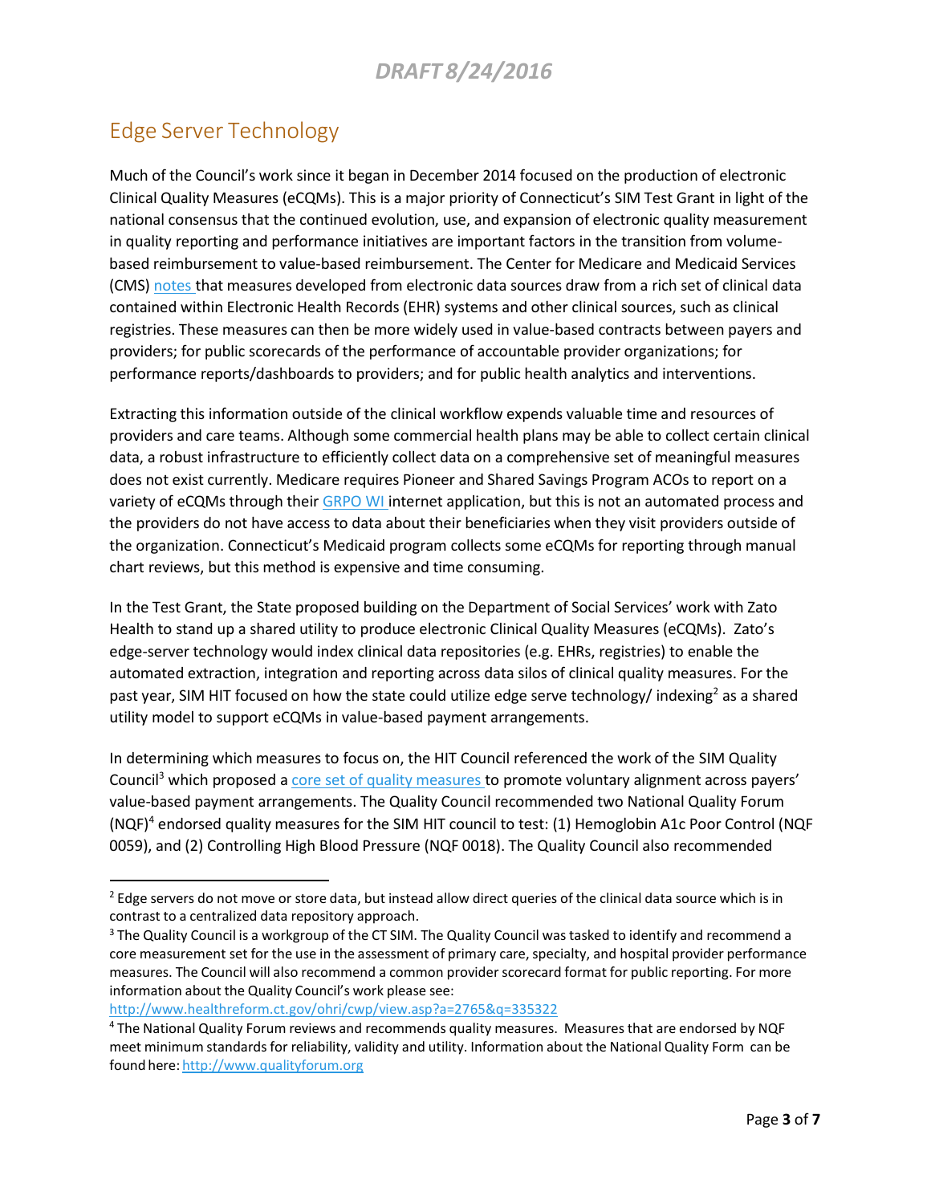## Edge Server Technology

Much of the Council's work since it began in December 2014 focused on the production of electronic Clinical Quality Measures (eCQMs). This is a major priority of Connecticut's SIM Test Grant in light of the national consensus that the continued evolution, use, and expansion of electronic quality measurement in quality reporting and performance initiatives are important factors in the transition from volume-based reimbursement to value-based reimbursement. The Center for Medicare and Medicaid Services (CMS) notes that measures developed from electronic data sources draw from a rich set of clinical data contained within Electronic Health Records (EHR) systems and other clinical sources, such as clinical registries. These measures can then be more widely used in value-based contracts between payers and providers; for public scorecards of the performance of accountable provider organizations; for performance reports/dashboards to providers; and for public health analytics and interventions.

Extracting this information outside of the clinical workflow expends valuable time and resources of providers and care teams. Although some commercial health plans may be able to collect certain clinical data, a robust infrastructure to efficiently collect data on a comprehensive set of meaningful measures does not exist currently. Medicare requires Pioneer and Shared Savings Program ACOs to report on a variety of eCQMs through their GRPO WI internet application, but this is not an automated process and the providers do not have access to data about their beneficiaries when they visit providers outside of the organization. Connecticut's Medicaid program collects some eCQMs for reporting through manual chart reviews, but this method is expensive and time consuming.

In the Test Grant, the State proposed building on the Department of Social Services' work with Zato Health to stand up a shared utility to produce electronic Clinical Quality Measures (eCQMs). Zato's edge-server technology would index clinical data repositories (e.g. EHRs, registries) to enable the automated extraction, integration and reporting across data silos of clinical quality measures. For the past year, SIM HIT focused on how the state could utilize edge serve technology/ indexing[2] as a shared utility model to support eCQMs in value-based payment arrangements.

In determining which measures to focus on, the HIT Council referenced the work of the SIM Quality Council[3] which proposed a core set of quality measures to promote voluntary alignment across payers' value-based payment arrangements. The Quality Council recommended two National Quality Forum (NQF)[4] endorsed quality measures for the SIM HIT council to test: (1) Hemoglobin A1c Poor Control (NQF 0059), and (2) Controlling High Blood Pressure (NQF 0018). The Quality Council also recommended

---

[2] Edge servers do not move or store data, but instead allow direct queries of the clinical data source which is in contrast to a centralized data repository approach.

[3] The Quality Council is a workgroup of the CT SIM. The Quality Council was tasked to identify and recommend a core measurement set for the use in the assessment of primary care, specialty, and hospital provider performance measures. The Council will also recommend a common provider scorecard format for public reporting. For more information about the Quality Council's work please see: http://www.healthreform.ct.gov/ohri/cwp/view.asp?a=2765&q=335322

[4] The National Quality Forum reviews and recommends quality measures. Measures that are endorsed by NQF meet minimum standards for reliability, validity and utility. Information about the National Quality Form can be found here: http://www.qualityforum.org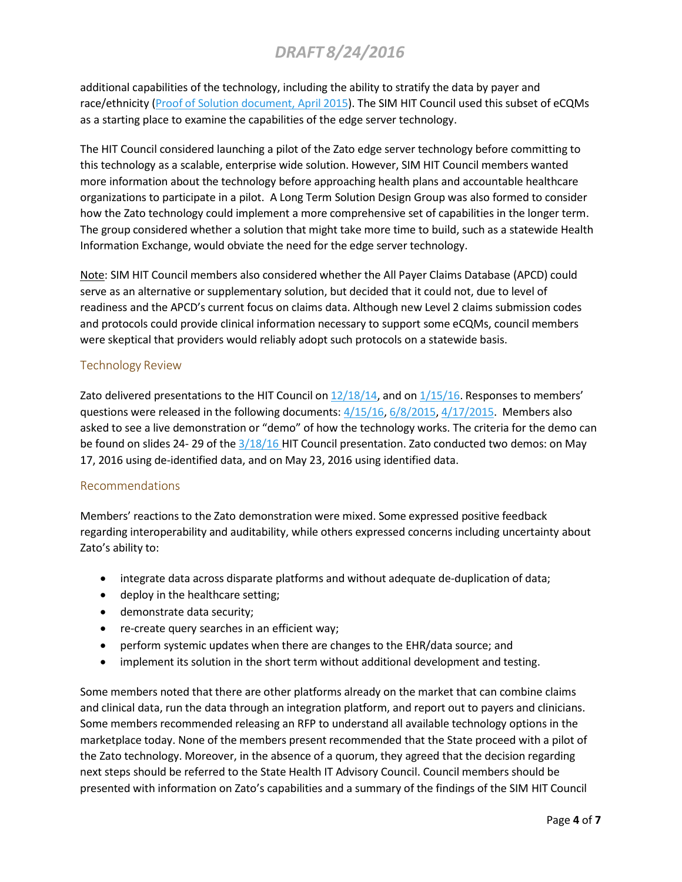additional capabilities of the technology, including the ability to stratify the data by payer and race/ethnicity (Proof of Solution document, April 2015). The SIM HIT Council used this subset of eCQMs as a starting place to examine the capabilities of the edge server technology.

The HIT Council considered launching a pilot of the Zato edge server technology before committing to this technology as a scalable, enterprise wide solution. However, SIM HIT Council members wanted more information about the technology before approaching health plans and accountable healthcare organizations to participate in a pilot. A Long Term Solution Design Group was also formed to consider how the Zato technology could implement a more comprehensive set of capabilities in the longer term. The group considered whether a solution that might take more time to build, such as a statewide Health Information Exchange, would obviate the need for the edge server technology.

Note: SIM HIT Council members also considered whether the All Payer Claims Database (APCD) could serve as an alternative or supplementary solution, but decided that it could not, due to level of readiness and the APCD's current focus on claims data. Although new Level 2 claims submission codes and protocols could provide clinical information necessary to support some eCQMs, council members were skeptical that providers would reliably adopt such protocols on a statewide basis.

## Technology Review

Zato delivered presentations to the HIT Council on 12/18/14, and on 1/15/16. Responses to members' questions were released in the following documents: 4/15/16, 6/8/2015, 4/17/2015. Members also asked to see a live demonstration or "demo" of how the technology works. The criteria for the demo can be found on slides 24- 29 of the 3/18/16 HIT Council presentation. Zato conducted two demos: on May 17, 2016 using de-identified data, and on May 23, 2016 using identified data.

## Recommendations

Members' reactions to the Zato demonstration were mixed. Some expressed positive feedback regarding interoperability and auditability, while others expressed concerns including uncertainty about Zato's ability to:

- integrate data across disparate platforms and without adequate de-duplication of data;
- deploy in the healthcare setting;
- demonstrate data security;
- re-create query searches in an efficient way;
- perform systemic updates when there are changes to the EHR/data source; and
- implement its solution in the short term without additional development and testing.

Some members noted that there are other platforms already on the market that can combine claims and clinical data, run the data through an integration platform, and report out to payers and clinicians. Some members recommended releasing an RFP to understand all available technology options in the marketplace today. None of the members present recommended that the State proceed with a pilot of the Zato technology. Moreover, in the absence of a quorum, they agreed that the decision regarding next steps should be referred to the State Health IT Advisory Council. Council members should be presented with information on Zato's capabilities and a summary of the findings of the SIM HIT Council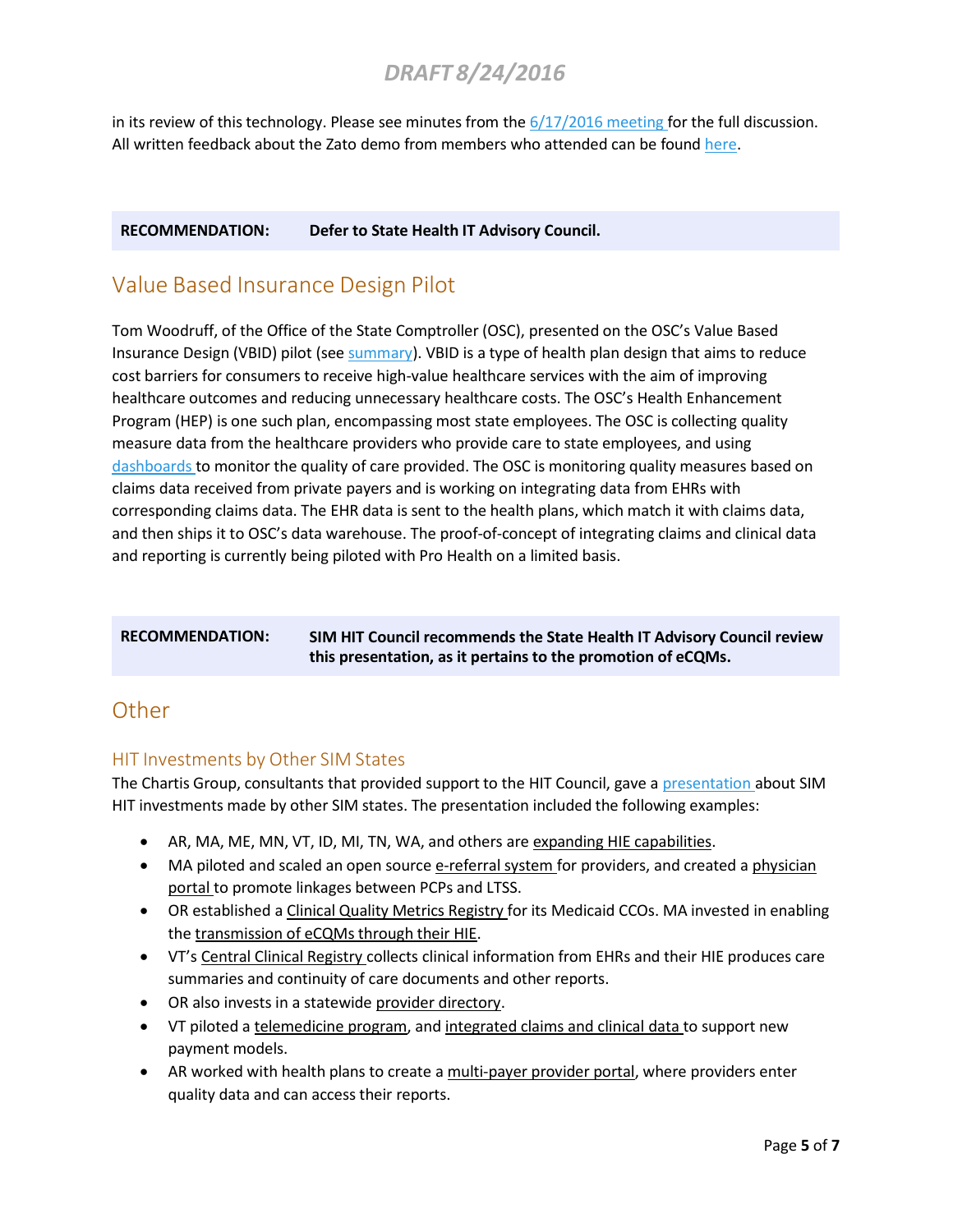in its review of this technology. Please see minutes from the 6/17/2016 meeting for the full discussion. All written feedback about the Zato demo from members who attended can be found here.

| **RECOMMENDATION:** | **Defer to State Health IT Advisory Council.** |
|---|---|

## Value Based Insurance Design Pilot

Tom Woodruff, of the Office of the State Comptroller (OSC), presented on the OSC's Value Based Insurance Design (VBID) pilot (see summary). VBID is a type of health plan design that aims to reduce cost barriers for consumers to receive high-value healthcare services with the aim of improving healthcare outcomes and reducing unnecessary healthcare costs. The OSC's Health Enhancement Program (HEP) is one such plan, encompassing most state employees. The OSC is collecting quality measure data from the healthcare providers who provide care to state employees, and using dashboards to monitor the quality of care provided. The OSC is monitoring quality measures based on claims data received from private payers and is working on integrating data from EHRs with corresponding claims data. The EHR data is sent to the health plans, which match it with claims data, and then ships it to OSC's data warehouse. The proof-of-concept of integrating claims and clinical data and reporting is currently being piloted with Pro Health on a limited basis.

| **RECOMMENDATION:** | **SIM HIT Council recommends the State Health IT Advisory Council review this presentation, as it pertains to the promotion of eCQMs.** |
|---|---|

## Other

### HIT Investments by Other SIM States

The Chartis Group, consultants that provided support to the HIT Council, gave a presentation about SIM HIT investments made by other SIM states. The presentation included the following examples:

- AR, MA, ME, MN, VT, ID, MI, TN, WA, and others are expanding HIE capabilities.
- MA piloted and scaled an open source e-referral system for providers, and created a physician portal to promote linkages between PCPs and LTSS.
- OR established a Clinical Quality Metrics Registry for its Medicaid CCOs. MA invested in enabling the transmission of eCQMs through their HIE.
- VT's Central Clinical Registry collects clinical information from EHRs and their HIE produces care summaries and continuity of care documents and other reports.
- OR also invests in a statewide provider directory.
- VT piloted a telemedicine program, and integrated claims and clinical data to support new payment models.
- AR worked with health plans to create a multi-payer provider portal, where providers enter quality data and can access their reports.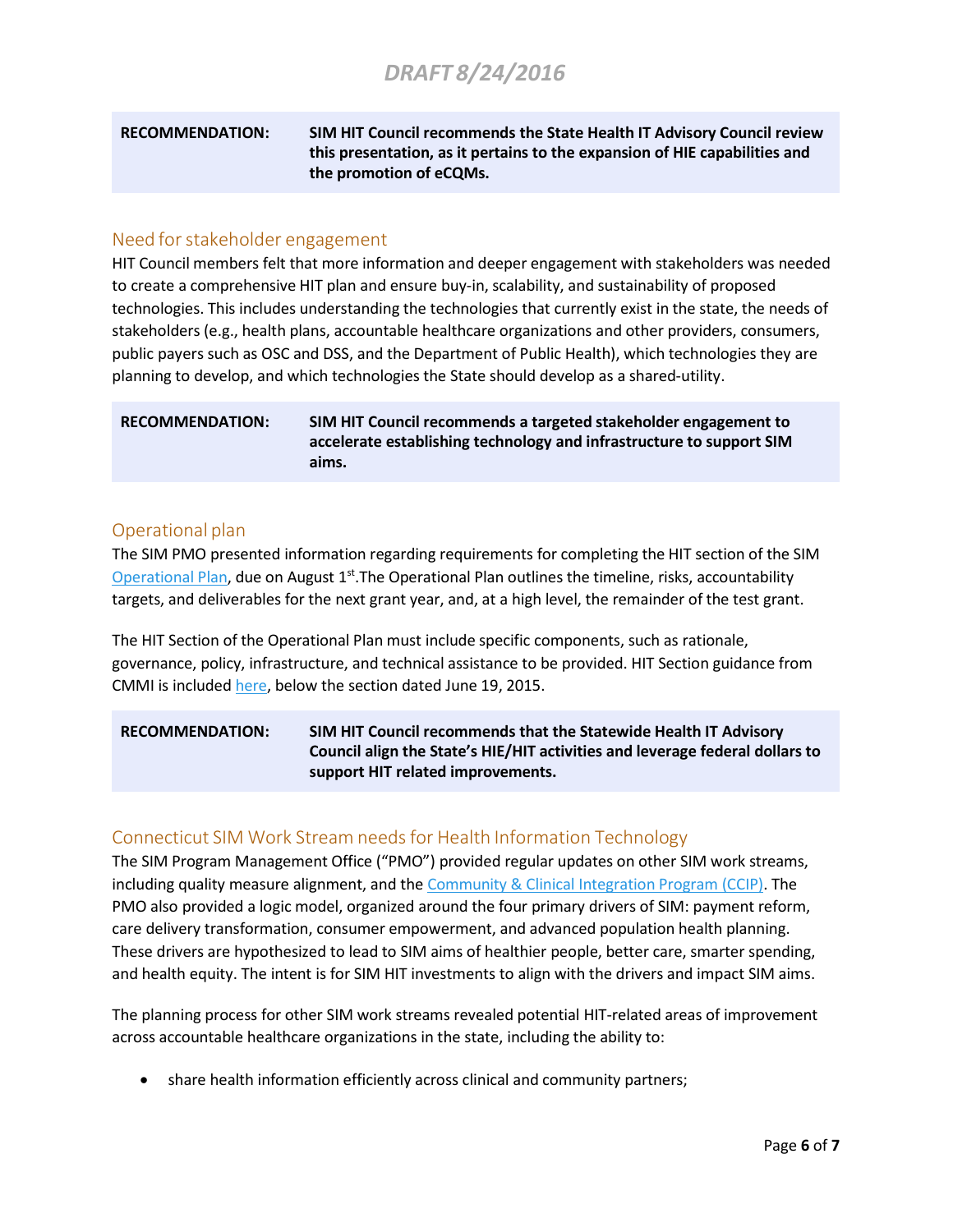| RECOMMENDATION: | SIM HIT Council recommends the State Health IT Advisory Council review this presentation, as it pertains to the expansion of HIE capabilities and the promotion of eCQMs. |
|---|---|

## Need for stakeholder engagement

HIT Council members felt that more information and deeper engagement with stakeholders was needed to create a comprehensive HIT plan and ensure buy-in, scalability, and sustainability of proposed technologies. This includes understanding the technologies that currently exist in the state, the needs of stakeholders (e.g., health plans, accountable healthcare organizations and other providers, consumers, public payers such as OSC and DSS, and the Department of Public Health), which technologies they are planning to develop, and which technologies the State should develop as a shared-utility.

| RECOMMENDATION: | SIM HIT Council recommends a targeted stakeholder engagement to accelerate establishing technology and infrastructure to support SIM aims. |
|---|---|

## Operational plan

The SIM PMO presented information regarding requirements for completing the HIT section of the SIM Operational Plan, due on August 1st.The Operational Plan outlines the timeline, risks, accountability targets, and deliverables for the next grant year, and, at a high level, the remainder of the test grant.

The HIT Section of the Operational Plan must include specific components, such as rationale, governance, policy, infrastructure, and technical assistance to be provided. HIT Section guidance from CMMI is included here, below the section dated June 19, 2015.

| RECOMMENDATION: | SIM HIT Council recommends that the Statewide Health IT Advisory Council align the State's HIE/HIT activities and leverage federal dollars to support HIT related improvements. |
|---|---|

## Connecticut SIM Work Stream needs for Health Information Technology

The SIM Program Management Office ("PMO") provided regular updates on other SIM work streams, including quality measure alignment, and the Community & Clinical Integration Program (CCIP). The PMO also provided a logic model, organized around the four primary drivers of SIM: payment reform, care delivery transformation, consumer empowerment, and advanced population health planning. These drivers are hypothesized to lead to SIM aims of healthier people, better care, smarter spending, and health equity. The intent is for SIM HIT investments to align with the drivers and impact SIM aims.

The planning process for other SIM work streams revealed potential HIT-related areas of improvement across accountable healthcare organizations in the state, including the ability to:

- share health information efficiently across clinical and community partners;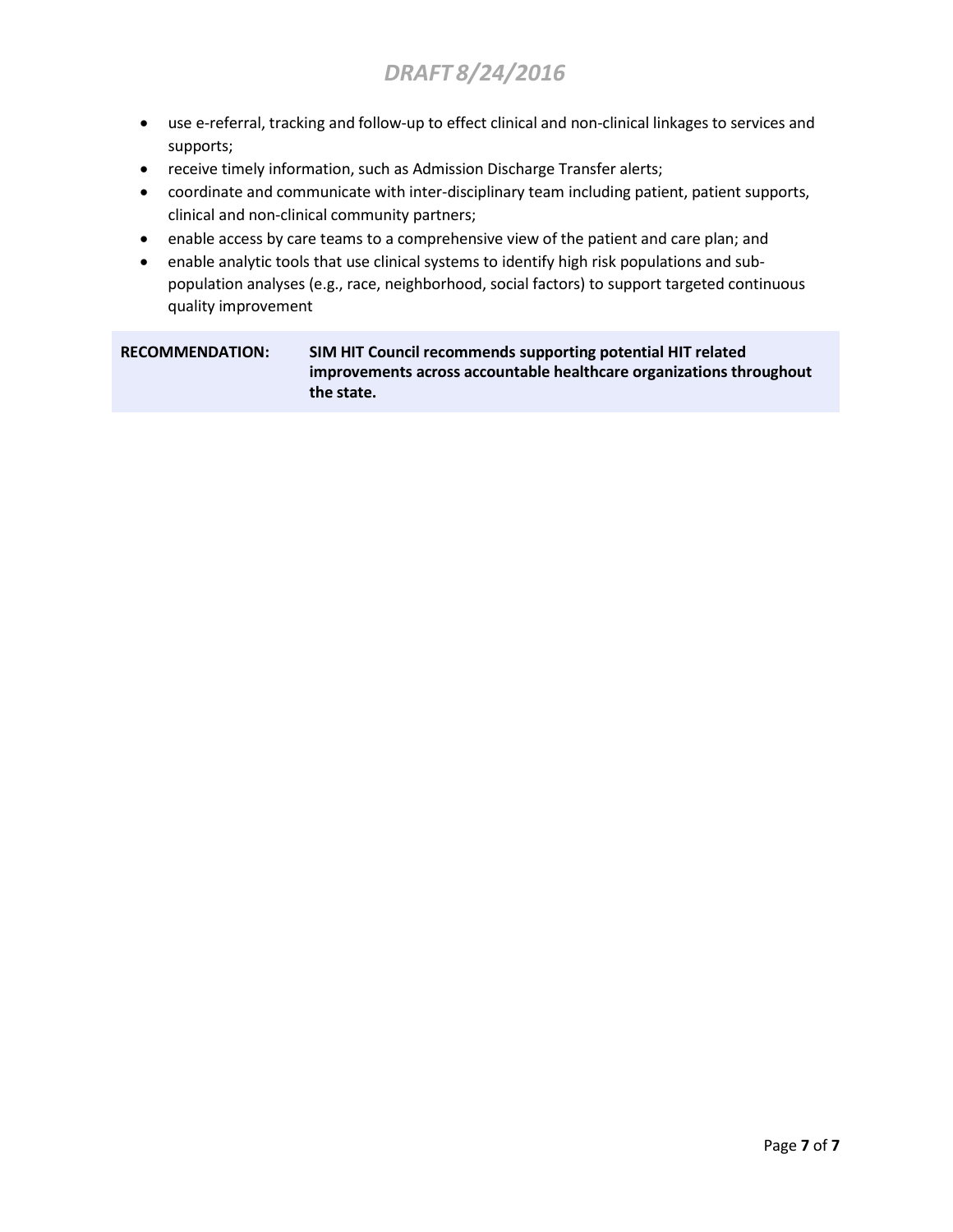- use e-referral, tracking and follow-up to effect clinical and non-clinical linkages to services and supports;
- receive timely information, such as Admission Discharge Transfer alerts;
- coordinate and communicate with inter-disciplinary team including patient, patient supports, clinical and non-clinical community partners;
- enable access by care teams to a comprehensive view of the patient and care plan; and
- enable analytic tools that use clinical systems to identify high risk populations and sub-population analyses (e.g., race, neighborhood, social factors) to support targeted continuous quality improvement

| | |
|---|---|
| **RECOMMENDATION:** | **SIM HIT Council recommends supporting potential HIT related improvements across accountable healthcare organizations throughout the state.** |